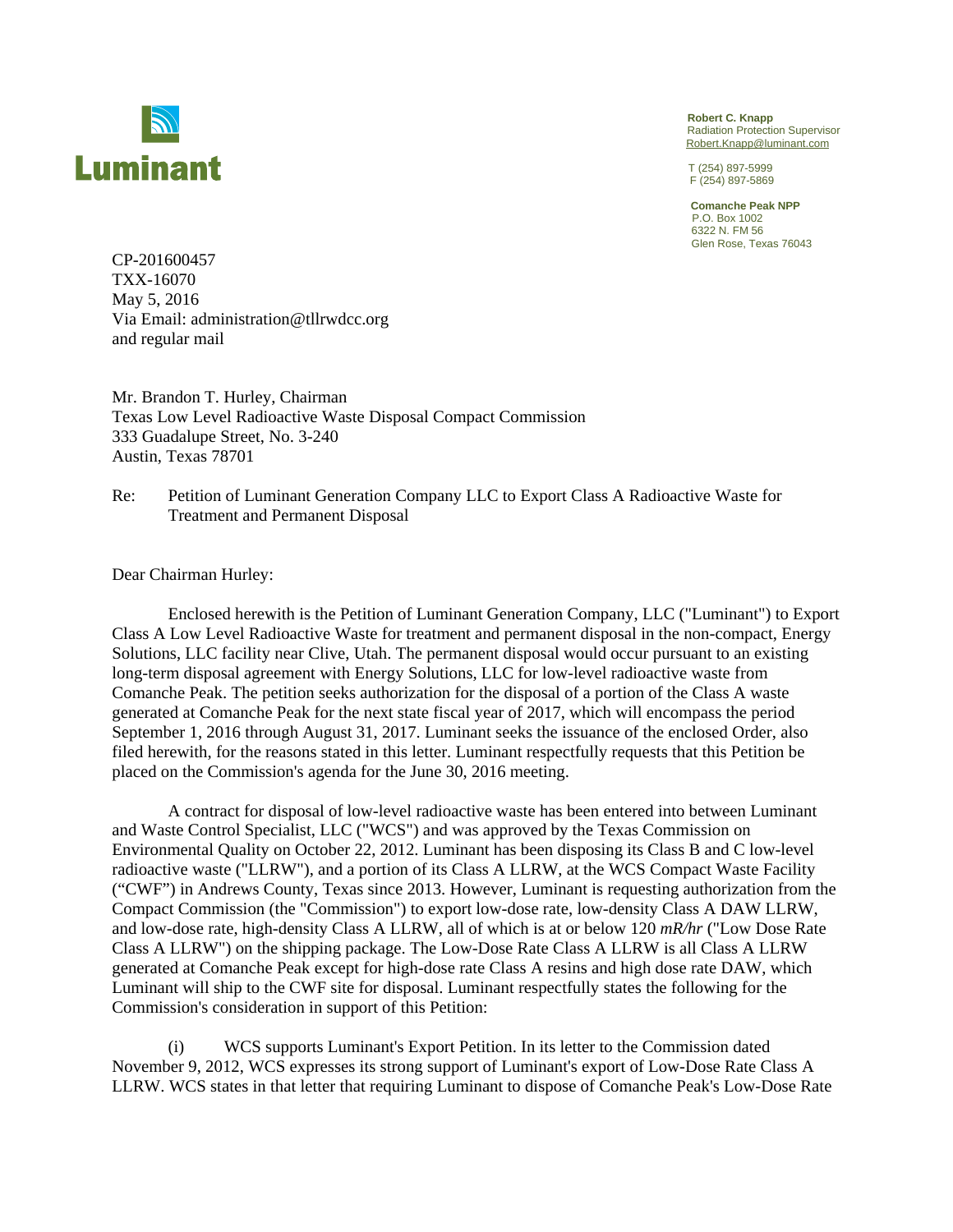**Luminant**

**Robert C. Knapp**
Radiation Protection Supervisor
Robert.Knapp@luminant.com

T (254) 897-5999
F (254) 897-5869

**Comanche Peak NPP**
P.O. Box 1002
6322 N. FM 56
Glen Rose, Texas 76043

CP-201600457
TXX-16070
May 5, 2016
Via Email: administration@tllrwdcc.org
and regular mail

Mr. Brandon T. Hurley, Chairman
Texas Low Level Radioactive Waste Disposal Compact Commission
333 Guadalupe Street, No. 3-240
Austin, Texas 78701

Re: Petition of Luminant Generation Company LLC to Export Class A Radioactive Waste for Treatment and Permanent Disposal

Dear Chairman Hurley:

Enclosed herewith is the Petition of Luminant Generation Company, LLC ("Luminant") to Export Class A Low Level Radioactive Waste for treatment and permanent disposal in the non-compact, Energy Solutions, LLC facility near Clive, Utah. The permanent disposal would occur pursuant to an existing long-term disposal agreement with Energy Solutions, LLC for low-level radioactive waste from Comanche Peak. The petition seeks authorization for the disposal of a portion of the Class A waste generated at Comanche Peak for the next state fiscal year of 2017, which will encompass the period September 1, 2016 through August 31, 2017. Luminant seeks the issuance of the enclosed Order, also filed herewith, for the reasons stated in this letter. Luminant respectfully requests that this Petition be placed on the Commission's agenda for the June 30, 2016 meeting.

A contract for disposal of low-level radioactive waste has been entered into between Luminant and Waste Control Specialist, LLC ("WCS") and was approved by the Texas Commission on Environmental Quality on October 22, 2012. Luminant has been disposing its Class B and C low-level radioactive waste ("LLRW"), and a portion of its Class A LLRW, at the WCS Compact Waste Facility ("CWF") in Andrews County, Texas since 2013. However, Luminant is requesting authorization from the Compact Commission (the "Commission") to export low-dose rate, low-density Class A DAW LLRW, and low-dose rate, high-density Class A LLRW, all of which is at or below 120 *mR/hr* ("Low Dose Rate Class A LLRW") on the shipping package. The Low-Dose Rate Class A LLRW is all Class A LLRW generated at Comanche Peak except for high-dose rate Class A resins and high dose rate DAW, which Luminant will ship to the CWF site for disposal. Luminant respectfully states the following for the Commission's consideration in support of this Petition:

(i) WCS supports Luminant's Export Petition. In its letter to the Commission dated November 9, 2012, WCS expresses its strong support of Luminant's export of Low-Dose Rate Class A LLRW. WCS states in that letter that requiring Luminant to dispose of Comanche Peak's Low-Dose Rate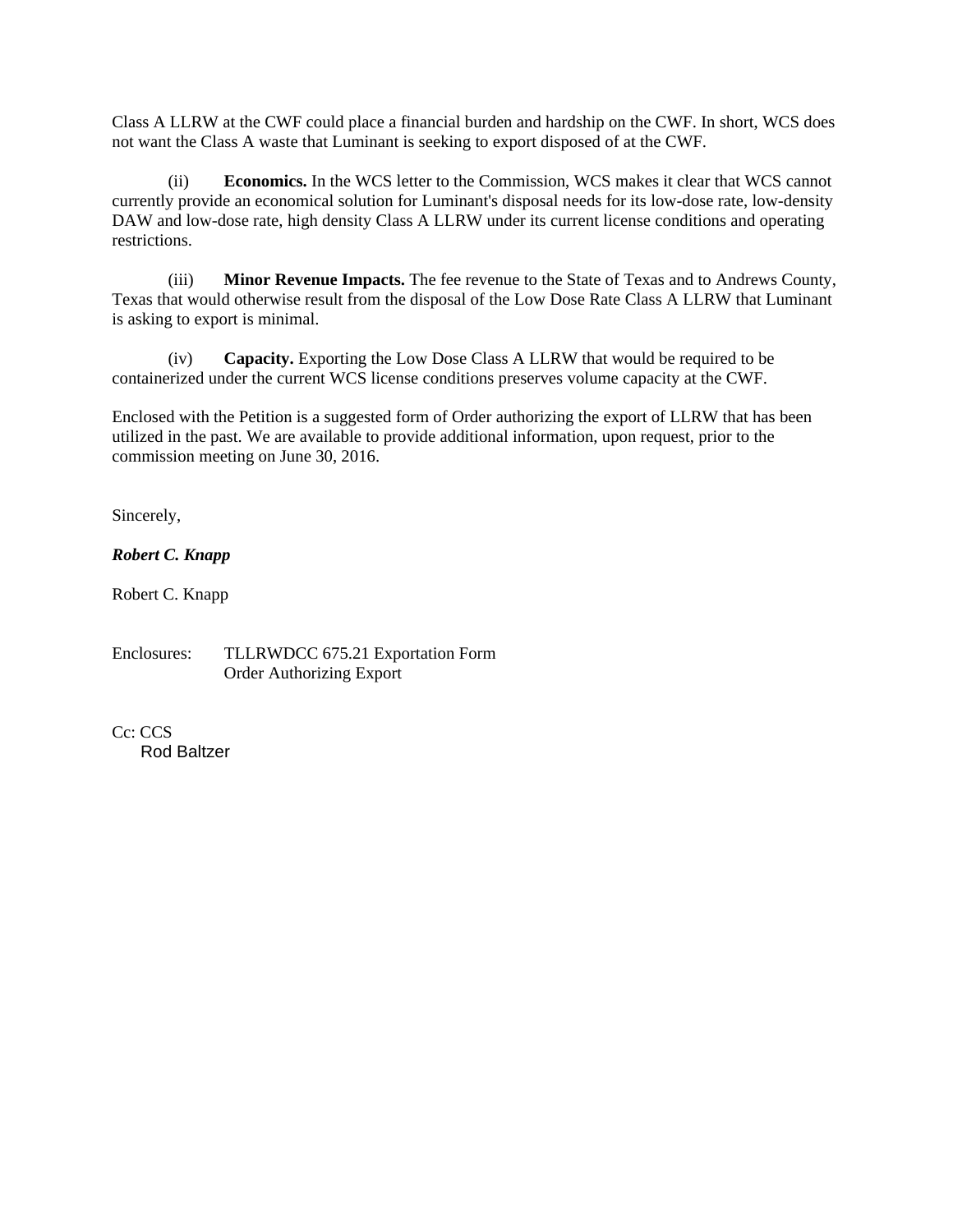Class A LLRW at the CWF could place a financial burden and hardship on the CWF. In short, WCS does not want the Class A waste that Luminant is seeking to export disposed of at the CWF.

(ii) **Economics.** In the WCS letter to the Commission, WCS makes it clear that WCS cannot currently provide an economical solution for Luminant's disposal needs for its low-dose rate, low-density DAW and low-dose rate, high density Class A LLRW under its current license conditions and operating restrictions.

(iii) **Minor Revenue Impacts.** The fee revenue to the State of Texas and to Andrews County, Texas that would otherwise result from the disposal of the Low Dose Rate Class A LLRW that Luminant is asking to export is minimal.

(iv) **Capacity.** Exporting the Low Dose Class A LLRW that would be required to be containerized under the current WCS license conditions preserves volume capacity at the CWF.

Enclosed with the Petition is a suggested form of Order authorizing the export of LLRW that has been utilized in the past. We are available to provide additional information, upon request, prior to the commission meeting on June 30, 2016.

Sincerely,

***Robert C. Knapp***

Robert C. Knapp

Enclosures: TLLRWDCC 675.21 Exportation Form
Order Authorizing Export

Cc: CCS
Rod Baltzer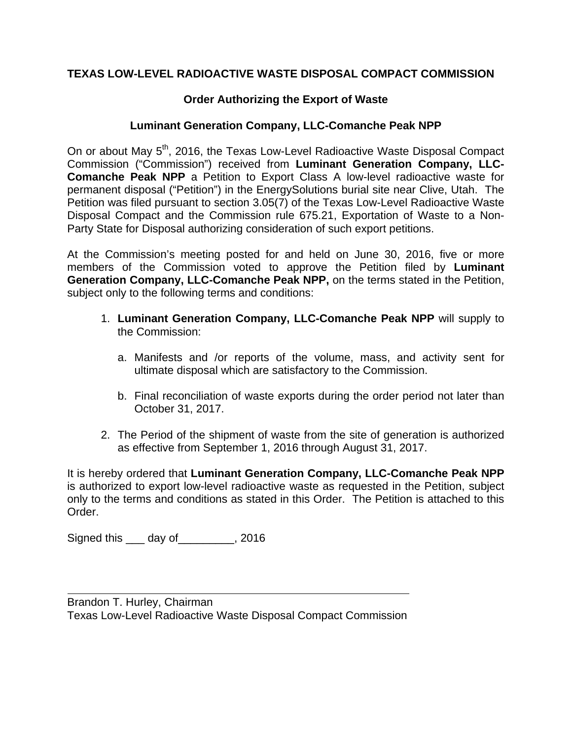**TEXAS LOW-LEVEL RADIOACTIVE WASTE DISPOSAL COMPACT COMMISSION**

**Order Authorizing the Export of Waste**

**Luminant Generation Company, LLC-Comanche Peak NPP**

On or about May 5th, 2016, the Texas Low-Level Radioactive Waste Disposal Compact Commission ("Commission") received from **Luminant Generation Company, LLC-Comanche Peak NPP** a Petition to Export Class A low-level radioactive waste for permanent disposal ("Petition") in the EnergySolutions burial site near Clive, Utah. The Petition was filed pursuant to section 3.05(7) of the Texas Low-Level Radioactive Waste Disposal Compact and the Commission rule 675.21, Exportation of Waste to a Non-Party State for Disposal authorizing consideration of such export petitions.

At the Commission's meeting posted for and held on June 30, 2016, five or more members of the Commission voted to approve the Petition filed by **Luminant Generation Company, LLC-Comanche Peak NPP,** on the terms stated in the Petition, subject only to the following terms and conditions:

1. **Luminant Generation Company, LLC-Comanche Peak NPP** will supply to the Commission:

   a. Manifests and /or reports of the volume, mass, and activity sent for ultimate disposal which are satisfactory to the Commission.

   b. Final reconciliation of waste exports during the order period not later than October 31, 2017.

2. The Period of the shipment of waste from the site of generation is authorized as effective from September 1, 2016 through August 31, 2017.

It is hereby ordered that **Luminant Generation Company, LLC-Comanche Peak NPP** is authorized to export low-level radioactive waste as requested in the Petition, subject only to the terms and conditions as stated in this Order. The Petition is attached to this Order.

Signed this ___ day of_________, 2016

______________________________________________________

Brandon T. Hurley, Chairman
Texas Low-Level Radioactive Waste Disposal Compact Commission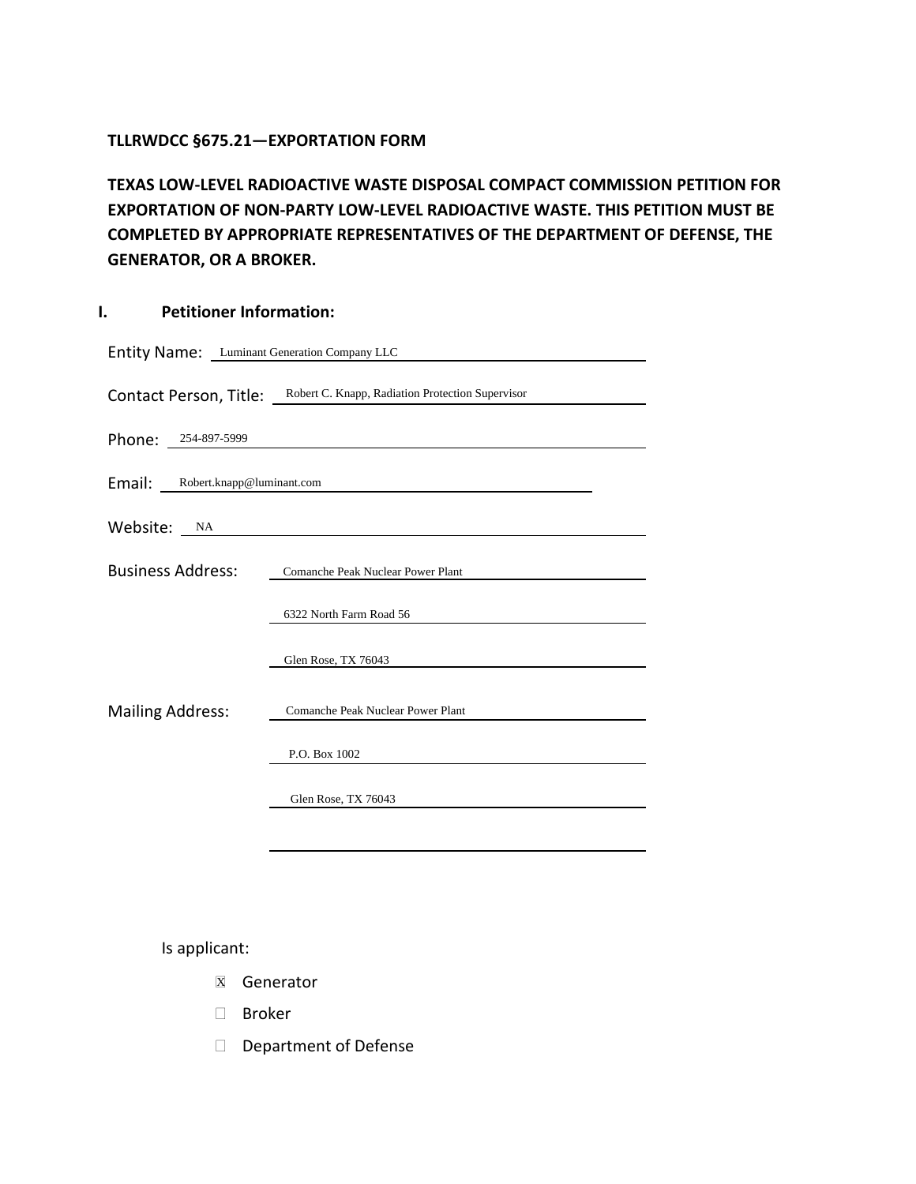**TLLRWDCC §675.21—EXPORTATION FORM**

**TEXAS LOW-LEVEL RADIOACTIVE WASTE DISPOSAL COMPACT COMMISSION PETITION FOR EXPORTATION OF NON-PARTY LOW-LEVEL RADIOACTIVE WASTE. THIS PETITION MUST BE COMPLETED BY APPROPRIATE REPRESENTATIVES OF THE DEPARTMENT OF DEFENSE, THE GENERATOR, OR A BROKER.**

## I. Petitioner Information:

Entity Name: Luminant Generation Company LLC

Contact Person, Title: Robert C. Knapp, Radiation Protection Supervisor

Phone: 254-897-5999

Email: Robert.knapp@luminant.com

Website: NA

Business Address:
Comanche Peak Nuclear Power Plant
6322 North Farm Road 56
Glen Rose, TX 76043

Mailing Address:
Comanche Peak Nuclear Power Plant
P.O. Box 1002
Glen Rose, TX 76043

Is applicant:

- ☒ Generator
- ☐ Broker
- ☐ Department of Defense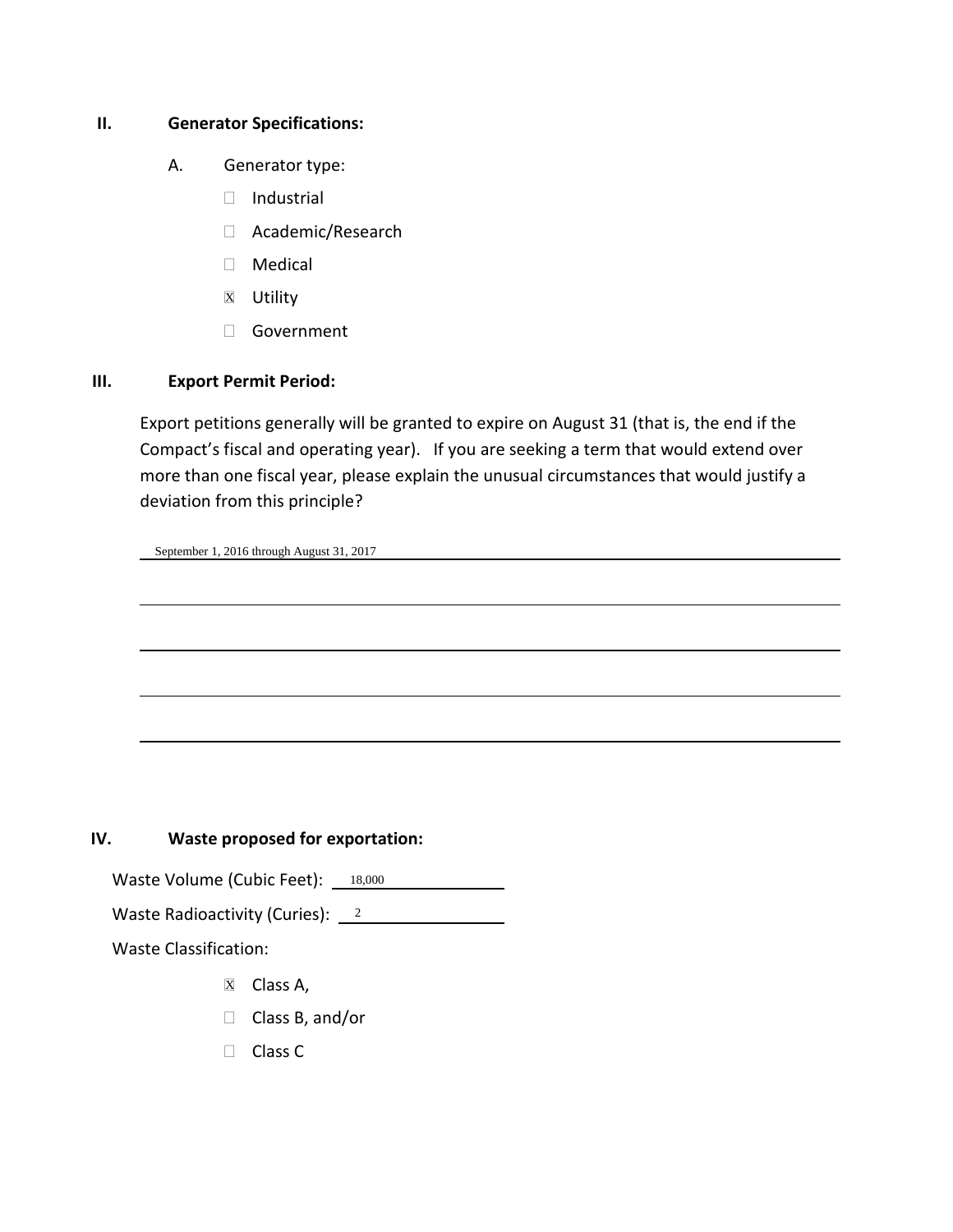## II. Generator Specifications:

A. Generator type:

- ☐ Industrial
- ☐ Academic/Research
- ☐ Medical
- ☒ Utility
- ☐ Government

## III. Export Permit Period:

Export petitions generally will be granted to expire on August 31 (that is, the end if the Compact's fiscal and operating year). If you are seeking a term that would extend over more than one fiscal year, please explain the unusual circumstances that would justify a deviation from this principle?

September 1, 2016 through August 31, 2017

## IV. Waste proposed for exportation:

Waste Volume (Cubic Feet): 18,000

Waste Radioactivity (Curies): 2

Waste Classification:

- ☒ Class A,
- ☐ Class B, and/or
- ☐ Class C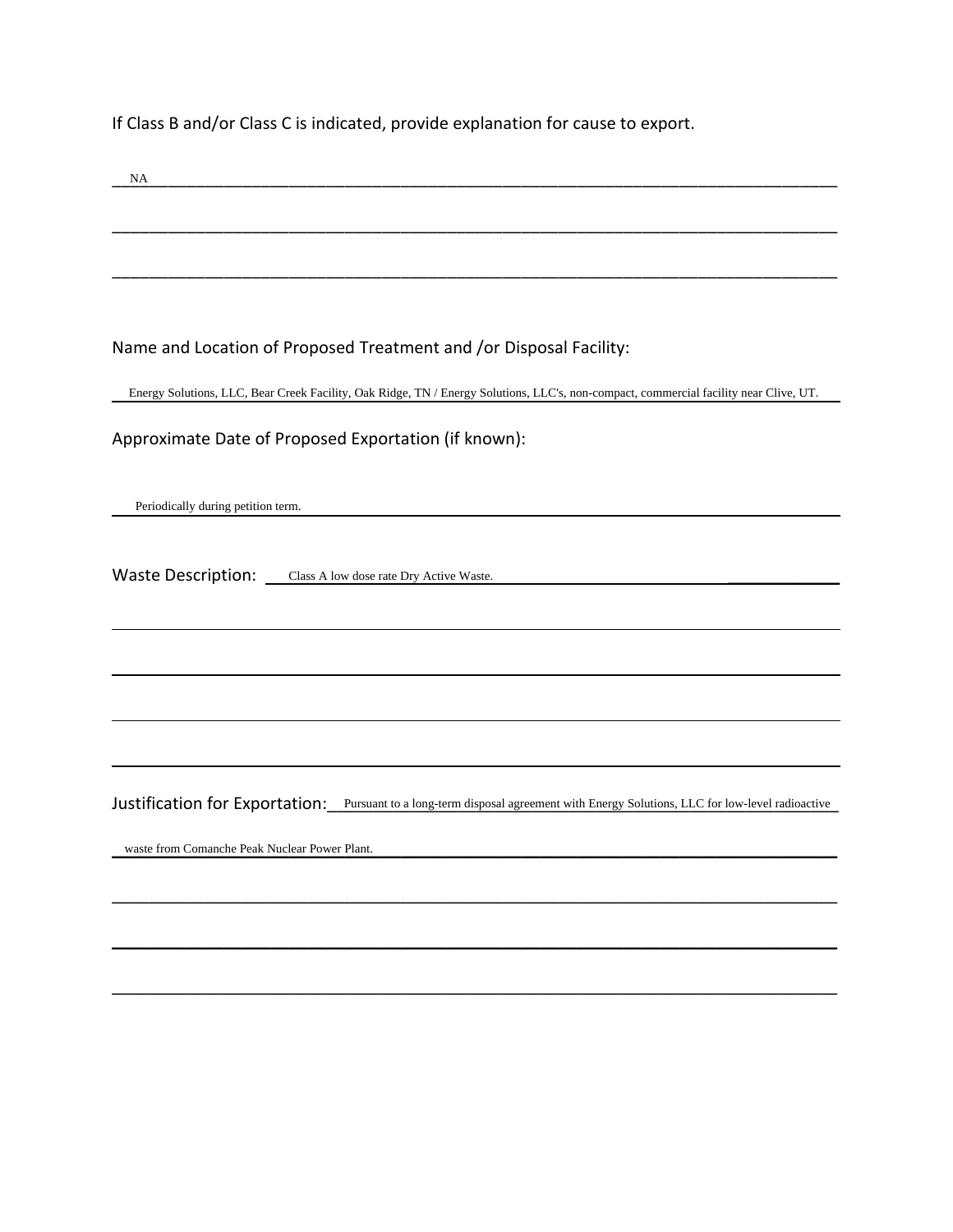If Class B and/or Class C is indicated, provide explanation for cause to export.

NA

Name and Location of Proposed Treatment and /or Disposal Facility:

Energy Solutions, LLC, Bear Creek Facility, Oak Ridge, TN / Energy Solutions, LLC's, non-compact, commercial facility near Clive, UT.

Approximate Date of Proposed Exportation (if known):

Periodically during petition term.

Waste Description: Class A low dose rate Dry Active Waste.

Justification for Exportation: Pursuant to a long-term disposal agreement with Energy Solutions, LLC for low-level radioactive waste from Comanche Peak Nuclear Power Plant.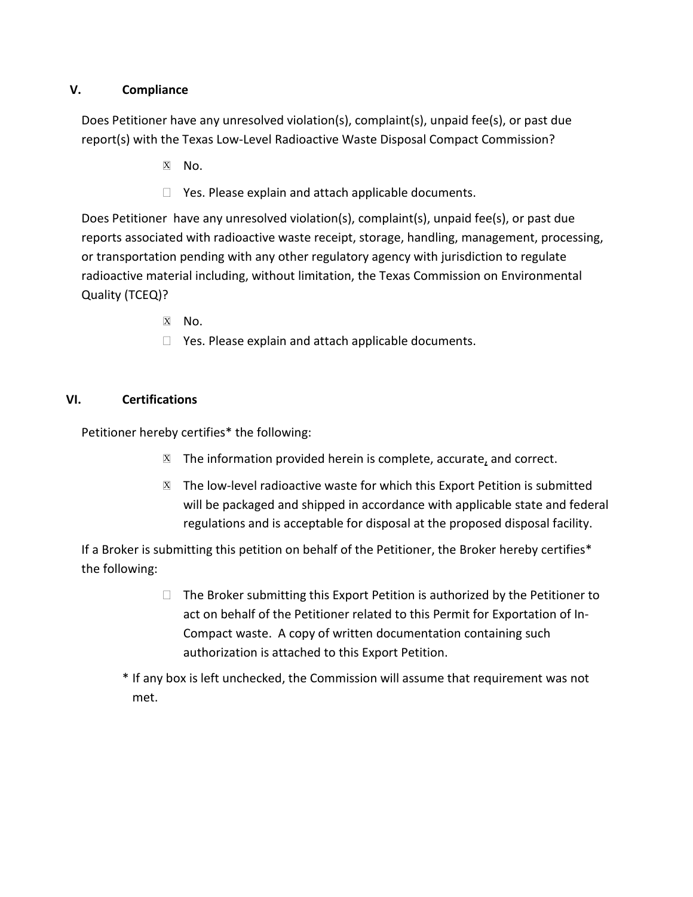## V. Compliance

Does Petitioner have any unresolved violation(s), complaint(s), unpaid fee(s), or past due report(s) with the Texas Low-Level Radioactive Waste Disposal Compact Commission?

- [x] No.
- [ ] Yes. Please explain and attach applicable documents.

Does Petitioner have any unresolved violation(s), complaint(s), unpaid fee(s), or past due reports associated with radioactive waste receipt, storage, handling, management, processing, or transportation pending with any other regulatory agency with jurisdiction to regulate radioactive material including, without limitation, the Texas Commission on Environmental Quality (TCEQ)?

- [x] No.
- [ ] Yes. Please explain and attach applicable documents.

## VI. Certifications

Petitioner hereby certifies* the following:

- [x] The information provided herein is complete, accurate, and correct.
- [x] The low-level radioactive waste for which this Export Petition is submitted will be packaged and shipped in accordance with applicable state and federal regulations and is acceptable for disposal at the proposed disposal facility.

If a Broker is submitting this petition on behalf of the Petitioner, the Broker hereby certifies* the following:

- [ ] The Broker submitting this Export Petition is authorized by the Petitioner to act on behalf of the Petitioner related to this Permit for Exportation of In-Compact waste. A copy of written documentation containing such authorization is attached to this Export Petition.

\* If any box is left unchecked, the Commission will assume that requirement was not met.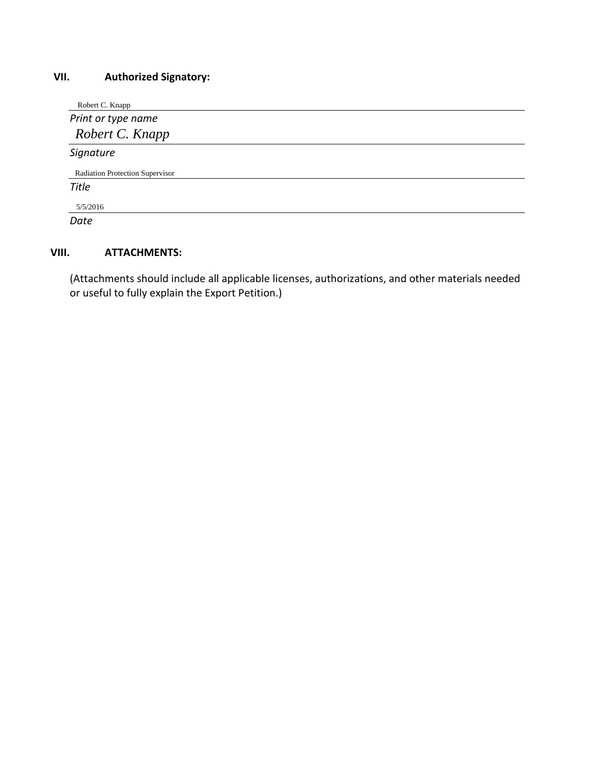## VII. Authorized Signatory:

Robert C. Knapp

*Print or type name*

*Robert C. Knapp*

*Signature*

Radiation Protection Supervisor

*Title*

5/5/2016

*Date*

## VIII. ATTACHMENTS:

(Attachments should include all applicable licenses, authorizations, and other materials needed or useful to fully explain the Export Petition.)